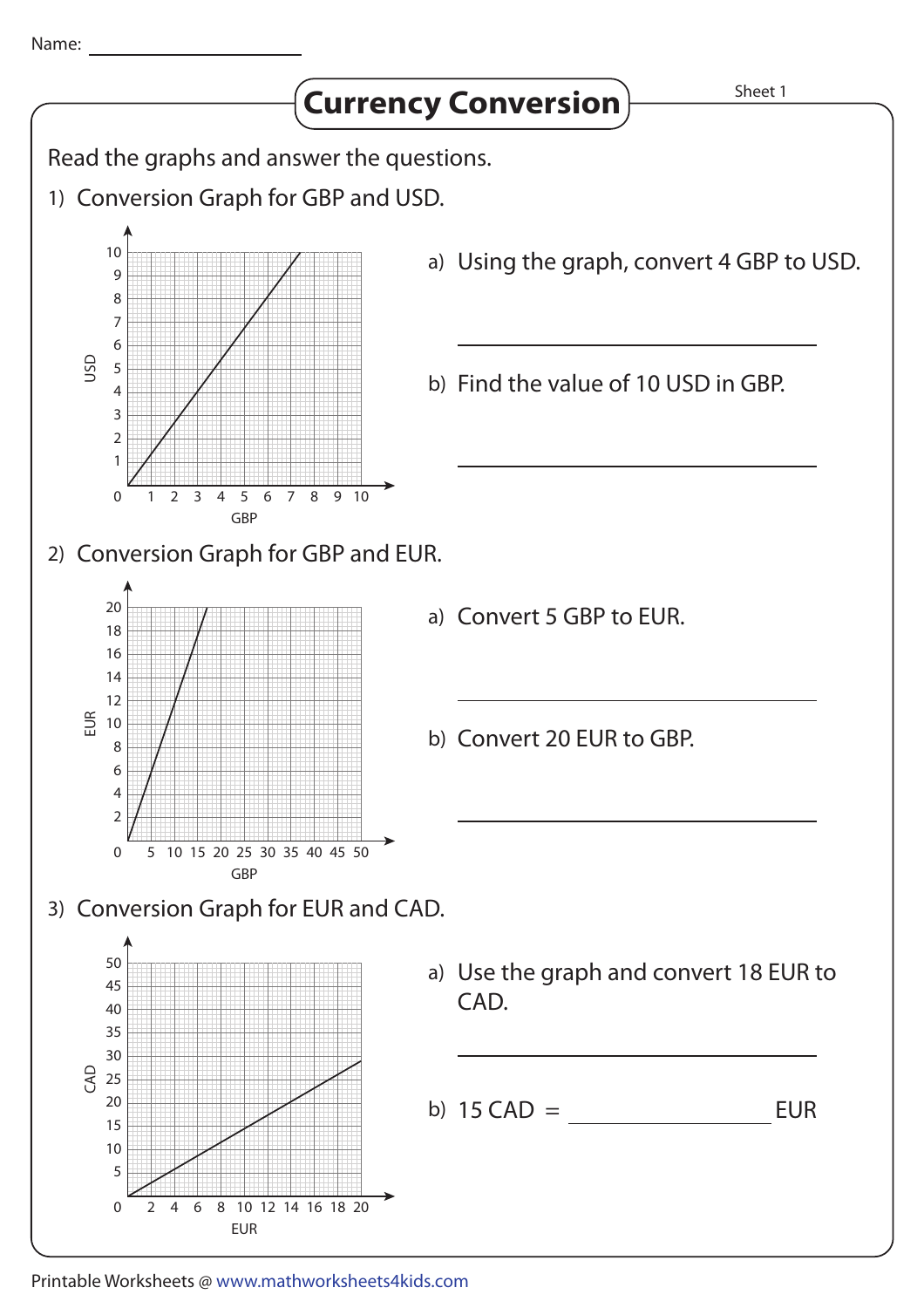Name: ____________________

# Currency Conversion

Sheet 1

Read the graphs and answer the questions.

1) Conversion Graph for GBP and USD.

a) Using the graph, convert 4 GBP to USD.

______________________________

b) Find the value of 10 USD in GBP.

______________________________

2) Conversion Graph for GBP and EUR.

a) Convert 5 GBP to EUR.

______________________________

b) Convert 20 EUR to GBP.

______________________________

3) Conversion Graph for EUR and CAD.

a) Use the graph and convert 18 EUR to CAD.

______________________________

b) 15 CAD = ____________ EUR

Printable Worksheets @ www.mathworksheets4kids.com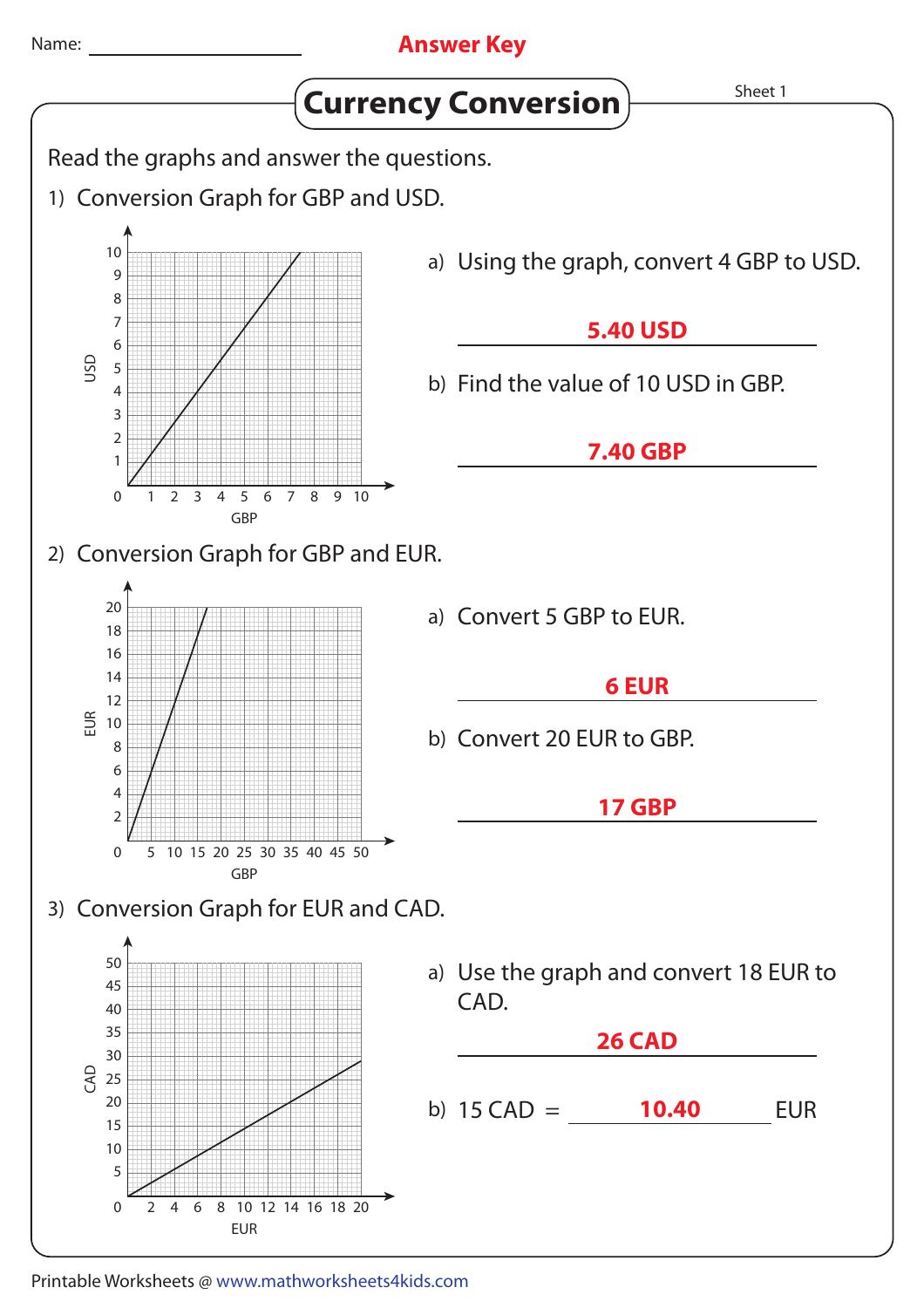Name: ____________________

**Answer Key**

# Currency Conversion

Sheet 1

Read the graphs and answer the questions.

1) Conversion Graph for GBP and USD.

USD

10
9
8
7
6
5
4
3
2
1
0

1 2 3 4 5 6 7 8 9 10

GBP

a) Using the graph, convert 4 GBP to USD.

**5.40 USD**

b) Find the value of 10 USD in GBP.

**7.40 GBP**

2) Conversion Graph for GBP and EUR.

EUR

20
18
16
14
12
10
8
6
4
2
0

5 10 15 20 25 30 35 40 45 50

GBP

a) Convert 5 GBP to EUR.

**6 EUR**

b) Convert 20 EUR to GBP.

**17 GBP**

3) Conversion Graph for EUR and CAD.

CAD

50
45
40
35
30
25
20
15
10
5
0

2 4 6 8 10 12 14 16 18 20

EUR

a) Use the graph and convert 18 EUR to CAD.

**26 CAD**

b) 15 CAD = **10.40** EUR

Printable Worksheets @ www.mathworksheets4kids.com